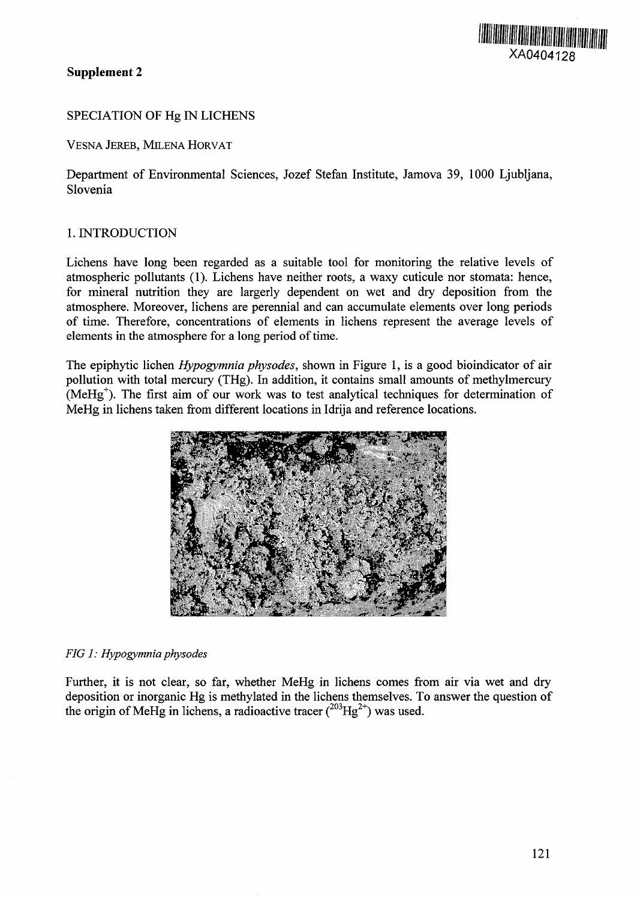**Supplement 2**

# SPECIATION OF Hg IN LICHENS

VESNA JEREB, MILENA HORVAT

Department of Environmental Sciences, Jozef Stefan Institute, Jamova 39, 1000 Ljubljana, Slovenia

## 1. INTRODUCTION

Lichens have long been regarded as a suitable tool for monitoring the relative levels of atmospheric pollutants (1). Lichens have neither roots, a waxy cuticule nor stomata: hence, for mineral nutrition they are largerly dependent on wet and dry deposition from the atmosphere. Moreover, lichens are perennial and can accumulate elements over long periods of time. Therefore, concentrations of elements in lichens represent the average levels of elements in the atmosphere for a long period of time.

The epiphytic lichen *Hypogymnia physodes*, shown in Figure 1, is a good bioindicator of air pollution with total mercury (THg). In addition, it contains small amounts of methylmercury ($MeHg^+$). The first aim of our work was to test analytical techniques for determination of MeHg in lichens taken from different locations in Idrija and reference locations.

*FIG 1: Hypogymnia physodes*

Further, it is not clear, so far, whether MeHg in lichens comes from air via wet and dry deposition or inorganic Hg is methylated in the lichens themselves. To answer the question of the origin of MeHg in lichens, a radioactive tracer ($^{203}Hg^{2+}$) was used.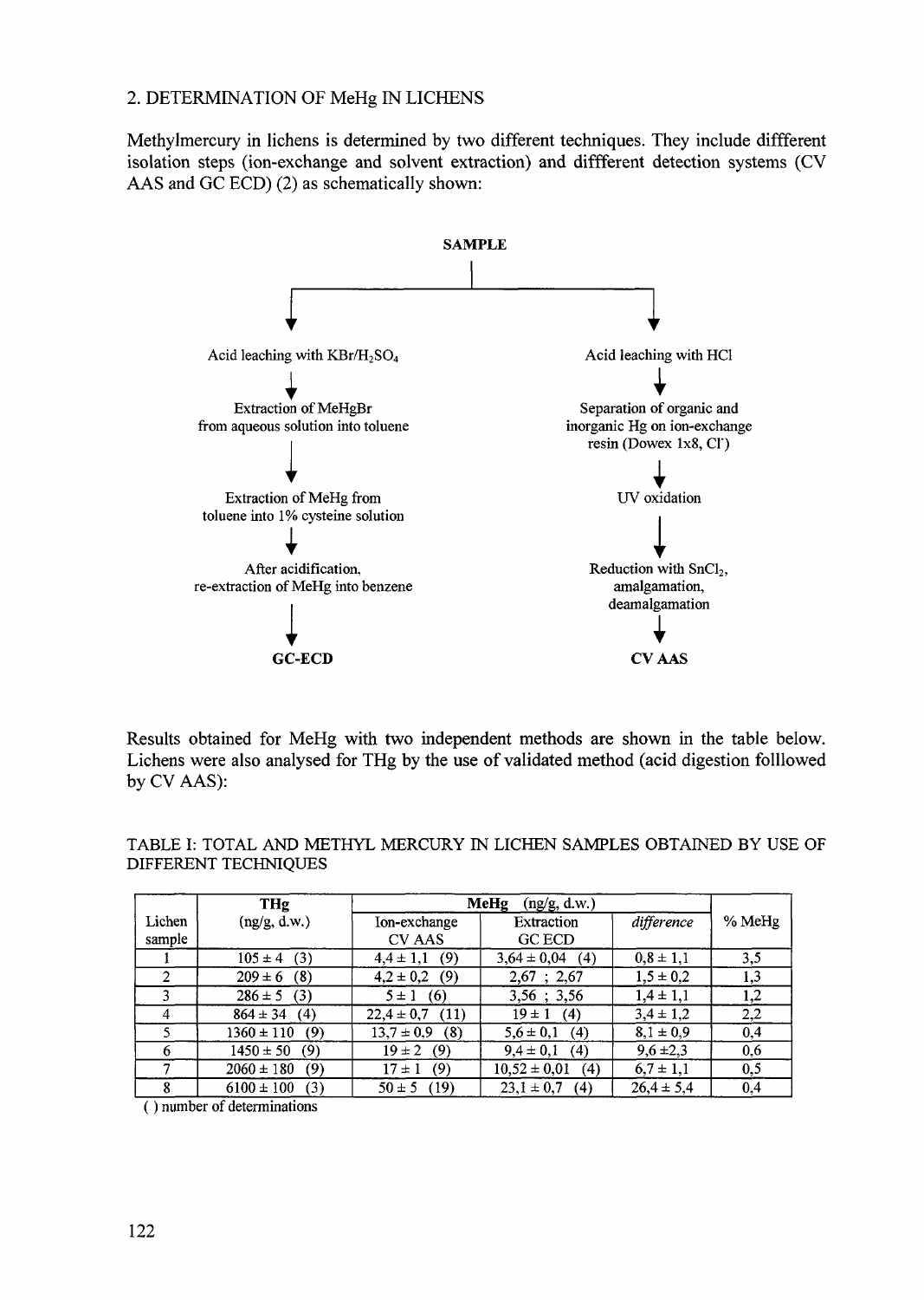## 2. DETERMINATION OF MeHg IN LICHENS

Methylmercury in lichens is determined by two different techniques. They include diffferent isolation steps (ion-exchange and solvent extraction) and diffferent detection systems (CV AAS and GC ECD) (2) as schematically shown:

**SAMPLE**

Left branch:

- Acid leaching with $KBr/H_2SO_4$
- ↓ Extraction of MeHgBr from aqueous solution into toluene
- ↓ Extraction of MeHg from toluene into 1% cysteine solution
- ↓ After acidification, re-extraction of MeHg into benzene
- ↓ **GC-ECD**

Right branch:

- Acid leaching with HCl
- ↓ Separation of organic and inorganic Hg on ion-exchange resin (Dowex 1x8, $Cl^-$)
- ↓ UV oxidation
- ↓ Reduction with $SnCl_2$, amalgamation, deamalgamation
- ↓ **CV AAS**

Results obtained for MeHg with two independent methods are shown in the table below. Lichens were also analysed for THg by the use of validated method (acid digestion folllowed by CV AAS):

TABLE I: TOTAL AND METHYL MERCURY IN LICHEN SAMPLES OBTAINED BY USE OF DIFFERENT TECHNIQUES

| Lichen sample | THg (ng/g, d.w.) | MeHg (ng/g, d.w.) | | | % MeHg |
|---|---|---|---|---|---|
| | | Ion-exchange CV AAS | Extraction GC ECD | *difference* | |
| 1 | 105 ± 4 (3) | 4,4 ± 1,1 (9) | 3,64 ± 0,04 (4) | 0,8 ± 1,1 | 3,5 |
| 2 | 209 ± 6 (8) | 4,2 ± 0,2 (9) | 2,67 ; 2,67 | 1,5 ± 0,2 | 1,3 |
| 3 | 286 ± 5 (3) | 5 ± 1 (6) | 3,56 ; 3,56 | 1,4 ± 1,1 | 1,2 |
| 4 | 864 ± 34 (4) | 22,4 ± 0,7 (11) | 19 ± 1 (4) | 3,4 ± 1,2 | 2,2 |
| 5 | 1360 ± 110 (9) | 13,7 ± 0,9 (8) | 5,6 ± 0,1 (4) | 8,1 ± 0,9 | 0,4 |
| 6 | 1450 ± 50 (9) | 19 ± 2 (9) | 9,4 ± 0,1 (4) | 9,6 ±2,3 | 0,6 |
| 7 | 2060 ± 180 (9) | 17 ± 1 (9) | 10,52 ± 0,01 (4) | 6,7 ± 1,1 | 0,5 |
| 8 | 6100 ± 100 (3) | 50 ± 5 (19) | 23,1 ± 0,7 (4) | 26,4 ± 5,4 | 0,4 |

( ) number of determinations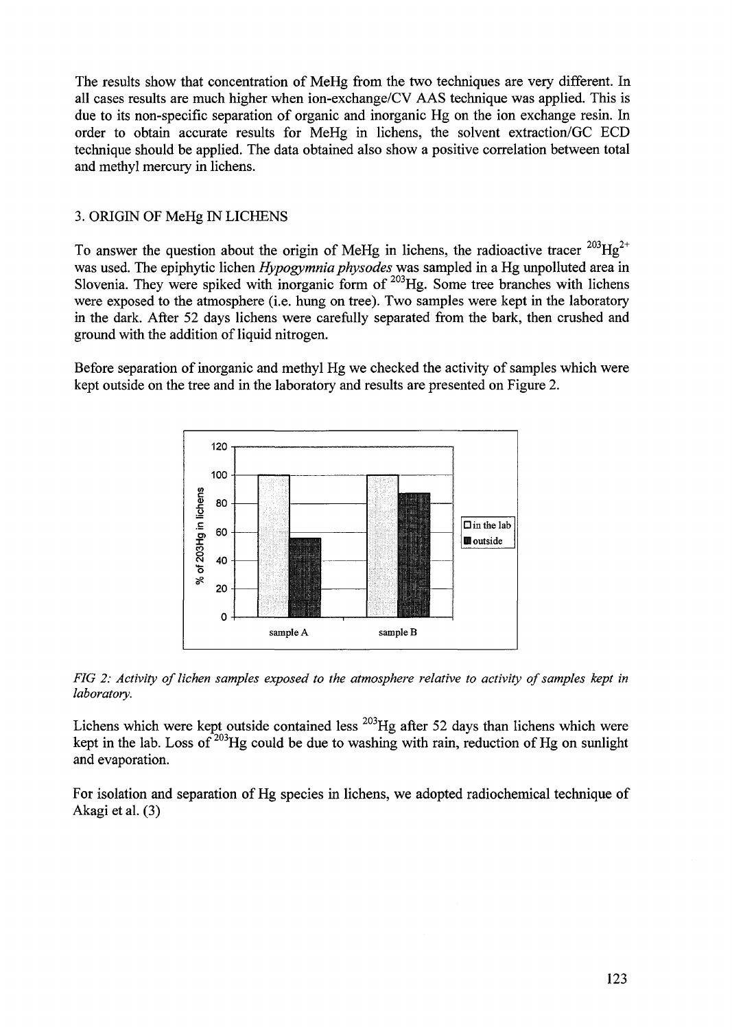The results show that concentration of MeHg from the two techniques are very different. In all cases results are much higher when ion-exchange/CV AAS technique was applied. This is due to its non-specific separation of organic and inorganic Hg on the ion exchange resin. In order to obtain accurate results for MeHg in lichens, the solvent extraction/GC ECD technique should be applied. The data obtained also show a positive correlation between total and methyl mercury in lichens.

## 3. ORIGIN OF MeHg IN LICHENS

To answer the question about the origin of MeHg in lichens, the radioactive tracer $^{203}Hg^{2+}$ was used. The epiphytic lichen *Hypogymnia physodes* was sampled in a Hg unpolluted area in Slovenia. They were spiked with inorganic form of $^{203}Hg$. Some tree branches with lichens were exposed to the atmosphere (i.e. hung on tree). Two samples were kept in the laboratory in the dark. After 52 days lichens were carefully separated from the bark, then crushed and ground with the addition of liquid nitrogen.

Before separation of inorganic and methyl Hg we checked the activity of samples which were kept outside on the tree and in the laboratory and results are presented on Figure 2.

*FIG 2: Activity of lichen samples exposed to the atmosphere relative to activity of samples kept in laboratory.*

Lichens which were kept outside contained less $^{203}Hg$ after 52 days than lichens which were kept in the lab. Loss of $^{203}Hg$ could be due to washing with rain, reduction of Hg on sunlight and evaporation.

For isolation and separation of Hg species in lichens, we adopted radiochemical technique of Akagi et al. (3)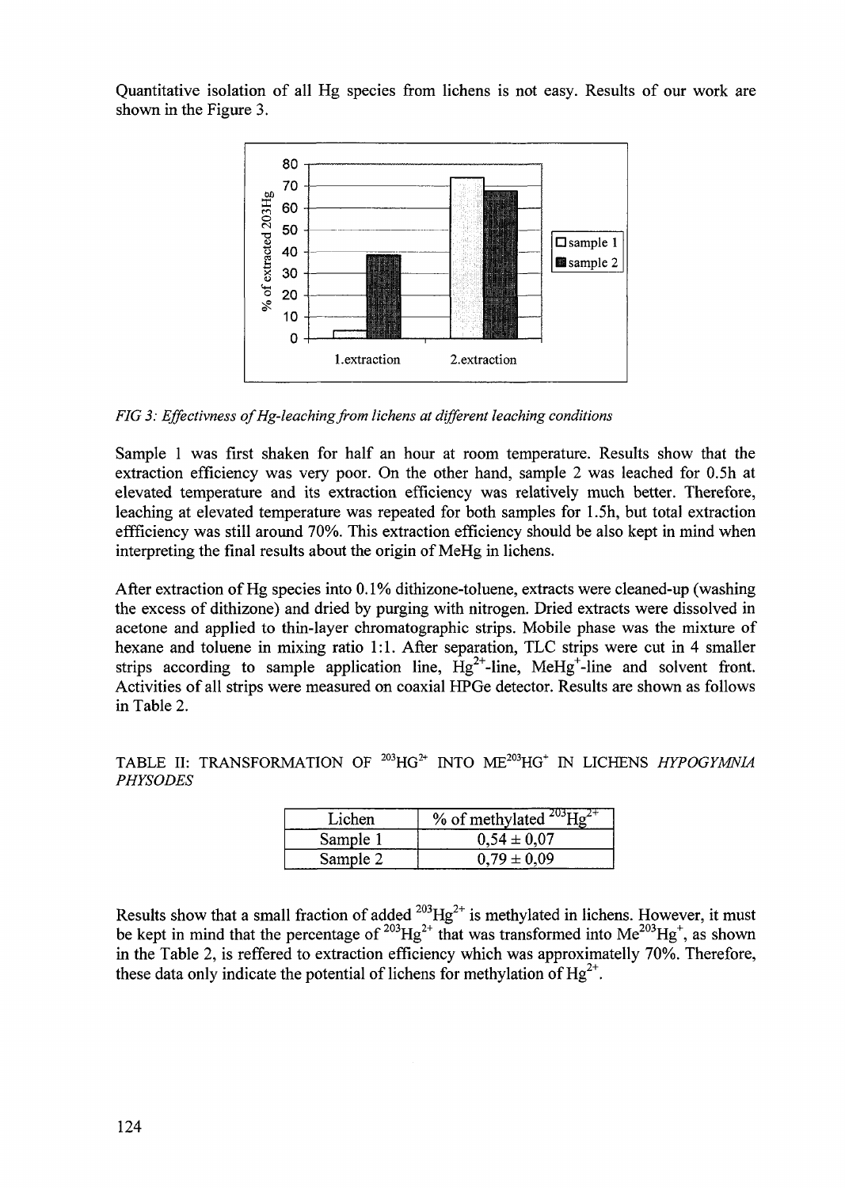Quantitative isolation of all Hg species from lichens is not easy. Results of our work are shown in the Figure 3.

*FIG 3: Effectivness of Hg-leaching from lichens at different leaching conditions*

Sample 1 was first shaken for half an hour at room temperature. Results show that the extraction efficiency was very poor. On the other hand, sample 2 was leached for 0.5h at elevated temperature and its extraction efficiency was relatively much better. Therefore, leaching at elevated temperature was repeated for both samples for 1.5h, but total extraction effficiency was still around 70%. This extraction efficiency should be also kept in mind when interpreting the final results about the origin of MeHg in lichens.

After extraction of Hg species into 0.1% dithizone-toluene, extracts were cleaned-up (washing the excess of dithizone) and dried by purging with nitrogen. Dried extracts were dissolved in acetone and applied to thin-layer chromatographic strips. Mobile phase was the mixture of hexane and toluene in mixing ratio 1:1. After separation, TLC strips were cut in 4 smaller strips according to sample application line, $Hg^{2+}$-line, $MeHg^{+}$-line and solvent front. Activities of all strips were measured on coaxial HPGe detector. Results are shown as follows in Table 2.

TABLE II: TRANSFORMATION OF $^{203}HG^{2+}$ INTO $ME^{203}HG^{+}$ IN LICHENS *HYPOGYMNIA PHYSODES*

| Lichen | % of methylated $^{203}Hg^{2+}$ |
|---|---|
| Sample 1 | $0,54 \pm 0,07$ |
| Sample 2 | $0,79 \pm 0,09$ |

Results show that a small fraction of added $^{203}Hg^{2+}$ is methylated in lichens. However, it must be kept in mind that the percentage of $^{203}Hg^{2+}$ that was transformed into $Me^{203}Hg^{+}$, as shown in the Table 2, is reffered to extraction efficiency which was approximatelly 70%. Therefore, these data only indicate the potential of lichens for methylation of $Hg^{2+}$.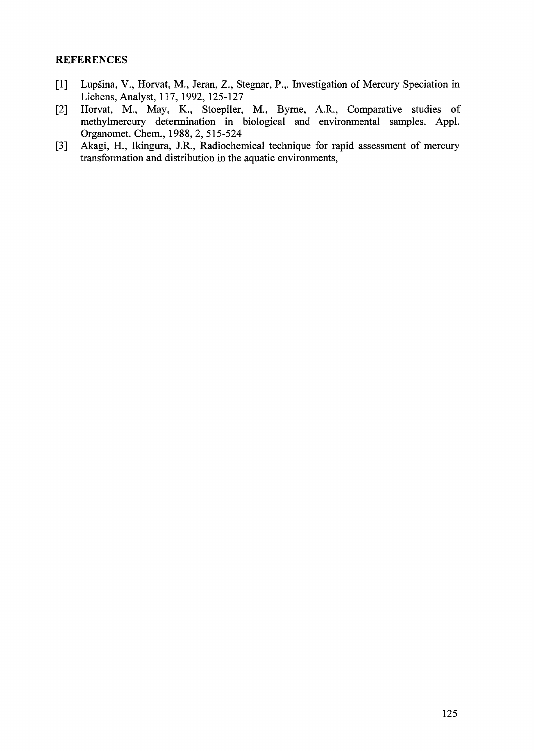## REFERENCES

[1] Lupšina, V., Horvat, M., Jeran, Z., Stegnar, P.,. Investigation of Mercury Speciation in Lichens, Analyst, 117, 1992, 125-127

[2] Horvat, M., May, K., Stoepller, M., Byrne, A.R., Comparative studies of methylmercury determination in biological and environmental samples. Appl. Organomet. Chem., 1988, 2, 515-524

[3] Akagi, H., Ikingura, J.R., Radiochemical technique for rapid assessment of mercury transformation and distribution in the aquatic environments,